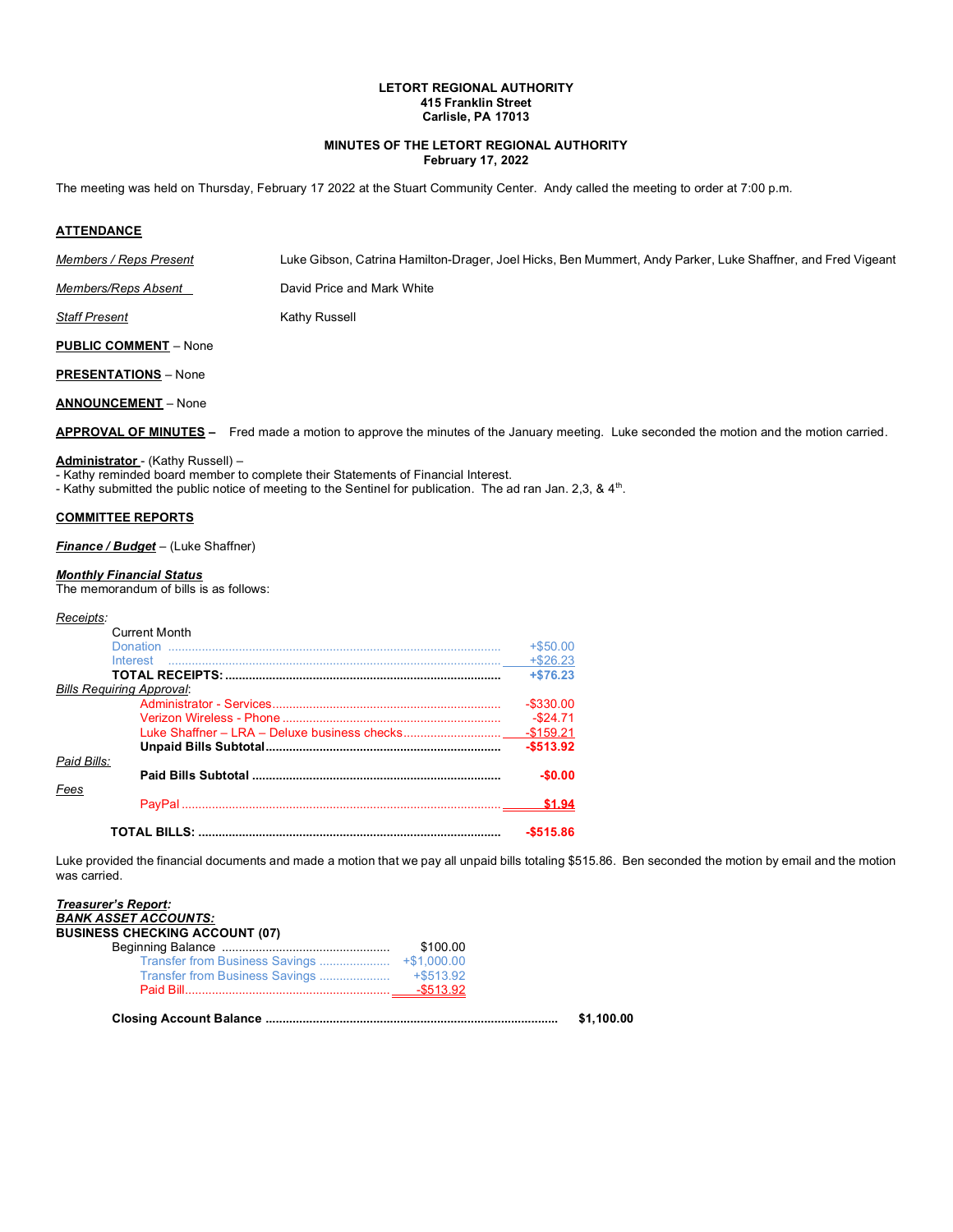**LETORT REGIONAL AUTHORITY**
**415 Franklin Street**
**Carlisle, PA 17013**

**MINUTES OF THE LETORT REGIONAL AUTHORITY**
**February 17, 2022**

The meeting was held on Thursday, February 17 2022 at the Stuart Community Center. Andy called the meeting to order at 7:00 p.m.

## ATTENDANCE

| | |
|---|---|
| *Members / Reps Present* | Luke Gibson, Catrina Hamilton-Drager, Joel Hicks, Ben Mummert, Andy Parker, Luke Shaffner, and Fred Vigeant |
| *Members/Reps Absent* | David Price and Mark White |
| *Staff Present* | Kathy Russell |

**PUBLIC COMMENT** – None

**PRESENTATIONS** – None

**ANNOUNCEMENT** – None

**APPROVAL OF MINUTES** – Fred made a motion to approve the minutes of the January meeting. Luke seconded the motion and the motion carried.

**Administrator** - (Kathy Russell) –
- Kathy reminded board member to complete their Statements of Financial Interest.
- Kathy submitted the public notice of meeting to the Sentinel for publication. The ad ran Jan. 2,3, & 4th.

## COMMITTEE REPORTS

***Finance / Budget*** – (Luke Shaffner)

***Monthly Financial Status***
The memorandum of bills is as follows:

*Receipts*:

| | |
|---|---|
| Current Month | |
| Donation | +$50.00 |
| Interest | +$26.23 |
| **TOTAL RECEIPTS:** | **+$76.23** |
| *Bills Requiring Approval*: | |
| Administrator - Services | -$330.00 |
| Verizon Wireless - Phone | -$24.71 |
| Luke Shaffner – LRA – Deluxe business checks | -$159.21 |
| **Unpaid Bills Subtotal** | **-$513.92** |
| *Paid Bills:* | |
| **Paid Bills Subtotal** | **-$0.00** |
| *Fees* | |
| PayPal | **$1.94** |
| **TOTAL BILLS:** | **-$515.86** |

Luke provided the financial documents and made a motion that we pay all unpaid bills totaling $515.86. Ben seconded the motion by email and the motion was carried.

***Treasurer's Report:***
***BANK ASSET ACCOUNTS:***
**BUSINESS CHECKING ACCOUNT (07)**

| | | |
|---|---|---|
| Beginning Balance | $100.00 | |
| Transfer from Business Savings | +$1,000.00 | |
| Transfer from Business Savings | +$513.92 | |
| Paid Bill | -$513.92 | |
| **Closing Account Balance** | | **$1,100.00** |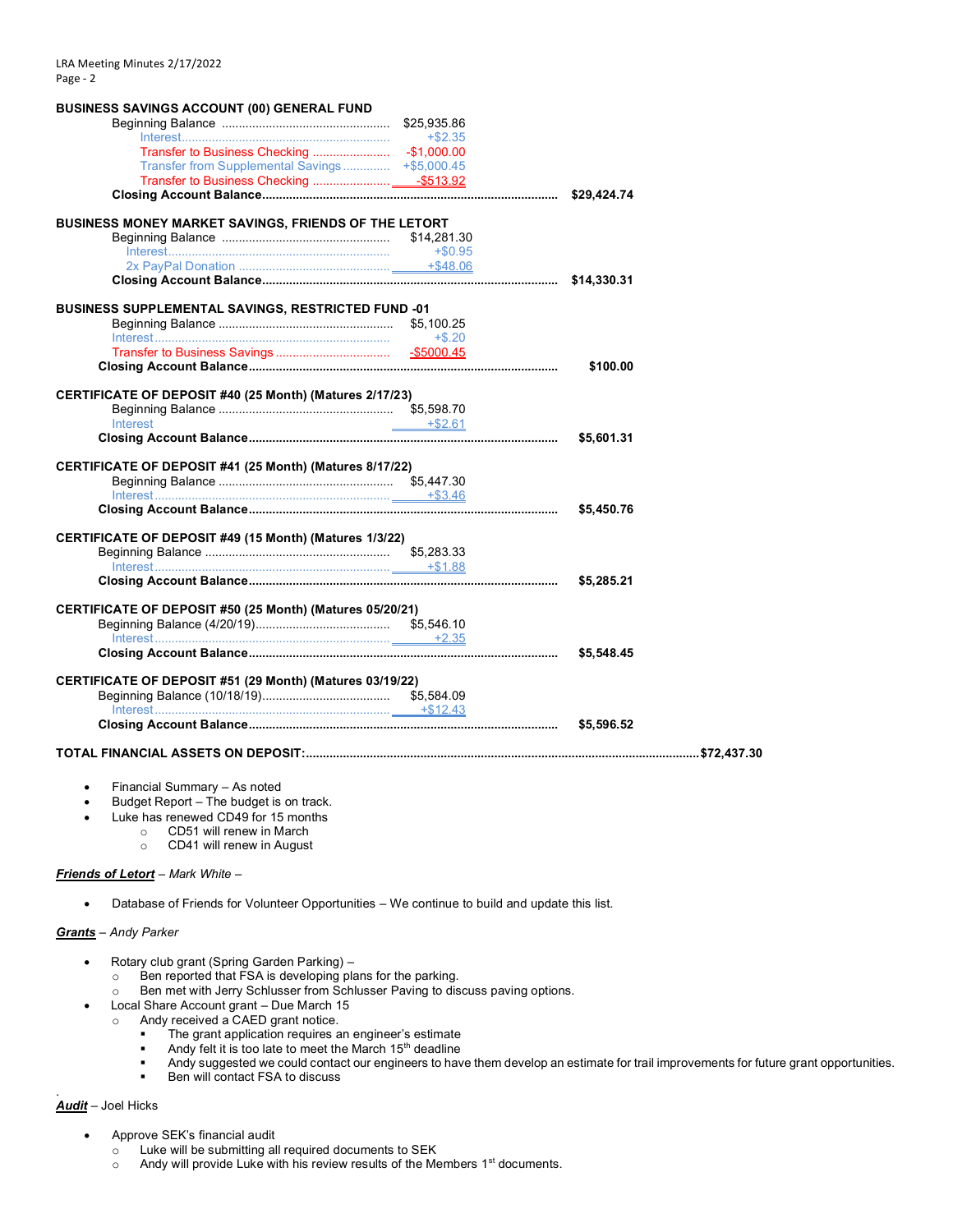**BUSINESS SAVINGS ACCOUNT (00) GENERAL FUND**

| | | |
|---|---|---|
| Beginning Balance | $25,935.86 | |
| Interest | +$2.35 | |
| Transfer to Business Checking | -$1,000.00 | |
| Transfer from Supplemental Savings | +$5,000.45 | |
| Transfer to Business Checking | -$513.92 | |
| **Closing Account Balance** | | **$29,424.74** |

**BUSINESS MONEY MARKET SAVINGS, FRIENDS OF THE LETORT**

| | | |
|---|---|---|
| Beginning Balance | $14,281.30 | |
| Interest | +$0.95 | |
| 2x PayPal Donation | +$48.06 | |
| **Closing Account Balance** | | **$14,330.31** |

**BUSINESS SUPPLEMENTAL SAVINGS, RESTRICTED FUND -01**

| | | |
|---|---|---|
| Beginning Balance | $5,100.25 | |
| Interest | +$.20 | |
| Transfer to Business Savings | -$5000.45 | |
| **Closing Account Balance** | | **$100.00** |

**CERTIFICATE OF DEPOSIT #40 (25 Month) (Matures 2/17/23)**

| | | |
|---|---|---|
| Beginning Balance | $5,598.70 | |
| Interest | +$2.61 | |
| **Closing Account Balance** | | **$5,601.31** |

**CERTIFICATE OF DEPOSIT #41 (25 Month) (Matures 8/17/22)**

| | | |
|---|---|---|
| Beginning Balance | $5,447.30 | |
| Interest | +$3.46 | |
| **Closing Account Balance** | | **$5,450.76** |

**CERTIFICATE OF DEPOSIT #49 (15 Month) (Matures 1/3/22)**

| | | |
|---|---|---|
| Beginning Balance | $5,283.33 | |
| Interest | +$1.88 | |
| **Closing Account Balance** | | **$5,285.21** |

**CERTIFICATE OF DEPOSIT #50 (25 Month) (Matures 05/20/21)**

| | | |
|---|---|---|
| Beginning Balance (4/20/19) | $5,546.10 | |
| Interest | +2.35 | |
| **Closing Account Balance** | | **$5,548.45** |

**CERTIFICATE OF DEPOSIT #51 (29 Month) (Matures 03/19/22)**

| | | |
|---|---|---|
| Beginning Balance (10/18/19) | $5,584.09 | |
| Interest | +$12.43 | |
| **Closing Account Balance** | | **$5,596.52** |

**TOTAL FINANCIAL ASSETS ON DEPOSIT: $72,437.30**

- Financial Summary – As noted
- Budget Report – The budget is on track.
- Luke has renewed CD49 for 15 months
  - CD51 will renew in March
  - CD41 will renew in August

***Friends of Letort*** – *Mark White* –

- Database of Friends for Volunteer Opportunities – We continue to build and update this list.

***Grants*** – *Andy Parker*

- Rotary club grant (Spring Garden Parking) –
  - Ben reported that FSA is developing plans for the parking.
  - Ben met with Jerry Schlusser from Schlusser Paving to discuss paving options.
- Local Share Account grant – Due March 15
  - Andy received a CAED grant notice.
    - The grant application requires an engineer's estimate
    - Andy felt it is too late to meet the March 15th deadline
    - Andy suggested we could contact our engineers to have them develop an estimate for trail improvements for future grant opportunities.
    - Ben will contact FSA to discuss

***Audit*** – Joel Hicks

- Approve SEK's financial audit
  - Luke will be submitting all required documents to SEK
  - Andy will provide Luke with his review results of the Members 1st documents.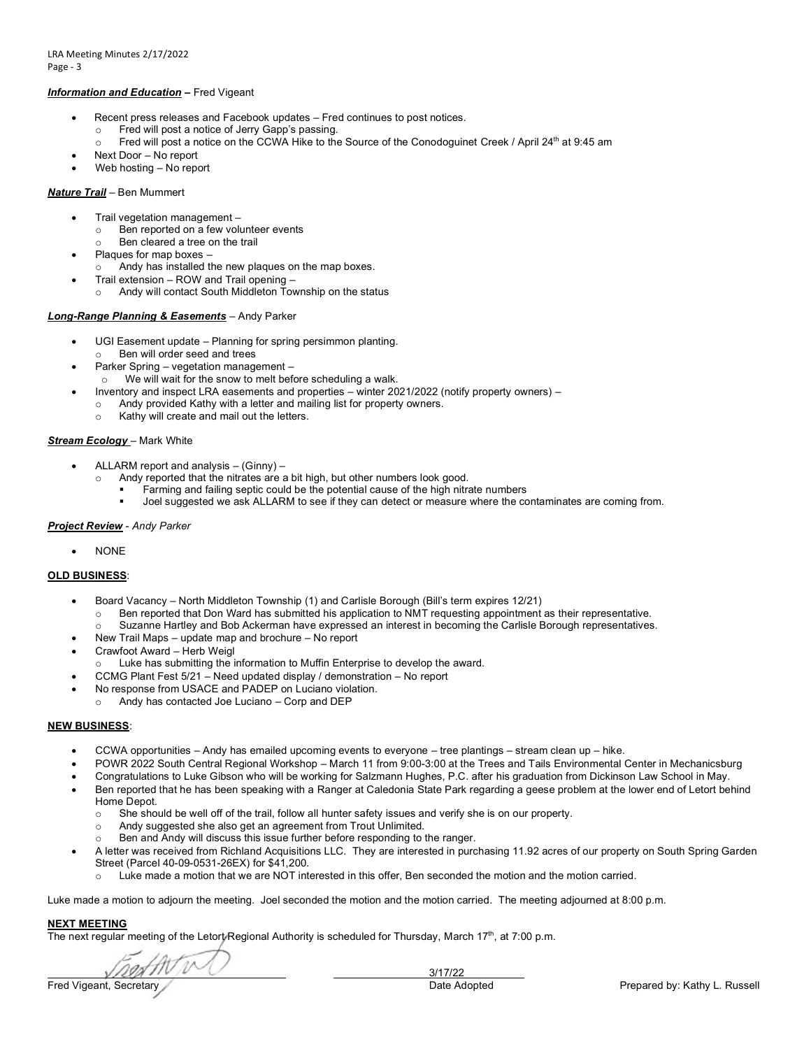***Information and Education*** – Fred Vigeant

- Recent press releases and Facebook updates – Fred continues to post notices.
  - Fred will post a notice of Jerry Gapp's passing.
  - Fred will post a notice on the CCWA Hike to the Source of the Conodoguinet Creek / April 24th at 9:45 am
- Next Door – No report
- Web hosting – No report

***Nature Trail*** – Ben Mummert

- Trail vegetation management –
  - Ben reported on a few volunteer events
  - Ben cleared a tree on the trail
- Plaques for map boxes –
  - Andy has installed the new plaques on the map boxes.
- Trail extension – ROW and Trail opening –
  - Andy will contact South Middleton Township on the status

***Long-Range Planning & Easements*** – Andy Parker

- UGI Easement update – Planning for spring persimmon planting.
  - Ben will order seed and trees
- Parker Spring – vegetation management –
  - We will wait for the snow to melt before scheduling a walk.
- Inventory and inspect LRA easements and properties – winter 2021/2022 (notify property owners) –
  - Andy provided Kathy with a letter and mailing list for property owners.
  - Kathy will create and mail out the letters.

***Stream Ecology*** – Mark White

- ALLARM report and analysis – (Ginny) –
  - Andy reported that the nitrates are a bit high, but other numbers look good.
    - Farming and failing septic could be the potential cause of the high nitrate numbers
    - Joel suggested we ask ALLARM to see if they can detect or measure where the contaminates are coming from.

***Project Review*** - *Andy Parker*

- NONE

**OLD BUSINESS**:

- Board Vacancy – North Middleton Township (1) and Carlisle Borough (Bill's term expires 12/21)
  - Ben reported that Don Ward has submitted his application to NMT requesting appointment as their representative.
  - Suzanne Hartley and Bob Ackerman have expressed an interest in becoming the Carlisle Borough representatives.
- New Trail Maps – update map and brochure – No report
- Crawfoot Award – Herb Weigl
  - Luke has submitting the information to Muffin Enterprise to develop the award.
- CCMG Plant Fest 5/21 – Need updated display / demonstration – No report
- No response from USACE and PADEP on Luciano violation.
  - Andy has contacted Joe Luciano – Corp and DEP

**NEW BUSINESS**:

- CCWA opportunities – Andy has emailed upcoming events to everyone – tree plantings – stream clean up – hike.
- POWR 2022 South Central Regional Workshop – March 11 from 9:00-3:00 at the Trees and Tails Environmental Center in Mechanicsburg
- Congratulations to Luke Gibson who will be working for Salzmann Hughes, P.C. after his graduation from Dickinson Law School in May.
- Ben reported that he has been speaking with a Ranger at Caledonia State Park regarding a geese problem at the lower end of Letort behind Home Depot.
  - She should be well off of the trail, follow all hunter safety issues and verify she is on our property.
  - Andy suggested she also get an agreement from Trout Unlimited.
  - Ben and Andy will discuss this issue further before responding to the ranger.
- A letter was received from Richland Acquisitions LLC. They are interested in purchasing 11.92 acres of our property on South Spring Garden Street (Parcel 40-09-0531-26EX) for $41,200.
  - Luke made a motion that we are NOT interested in this offer, Ben seconded the motion and the motion carried.

Luke made a motion to adjourn the meeting. Joel seconded the motion and the motion carried. The meeting adjourned at 8:00 p.m.

**NEXT MEETING**

The next regular meeting of the Letort Regional Authority is scheduled for Thursday, March 17th, at 7:00 p.m.

Fred Vigeant, Secretary

3/17/22
Date Adopted

Prepared by: Kathy L. Russell